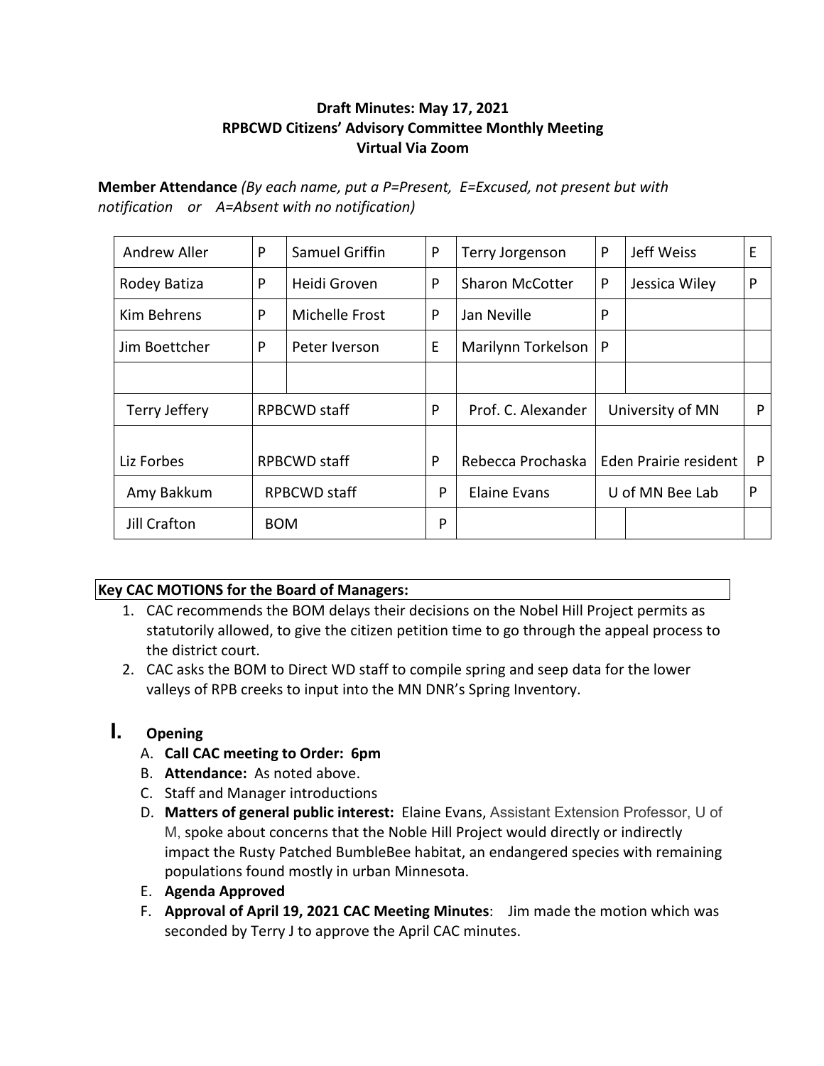**Draft Minutes: May 17, 2021**
**RPBCWD Citizens' Advisory Committee Monthly Meeting**
**Virtual Via Zoom**

**Member Attendance** *(By each name, put a P=Present, E=Excused, not present but with notification or A=Absent with no notification)*

| | | | | | | | |
|---|---|---|---|---|---|---|---|
| Andrew Aller | P | Samuel Griffin | P | Terry Jorgenson | P | Jeff Weiss | E |
| Rodey Batiza | P | Heidi Groven | P | Sharon McCotter | P | Jessica Wiley | P |
| Kim Behrens | P | Michelle Frost | P | Jan Neville | P | | |
| Jim Boettcher | P | Peter Iverson | E | Marilynn Torkelson | P | | |
| | | | | | | | |
| Terry Jeffery | RPBCWD staff | | P | Prof. C. Alexander | University of MN | | P |
| Liz Forbes | RPBCWD staff | | P | Rebecca Prochaska | Eden Prairie resident | | P |
| Amy Bakkum | RPBCWD staff | | P | Elaine Evans | U of MN Bee Lab | | P |
| Jill Crafton | BOM | | P | | | | |

**Key CAC MOTIONS for the Board of Managers:**

1. CAC recommends the BOM delays their decisions on the Nobel Hill Project permits as statutorily allowed, to give the citizen petition time to go through the appeal process to the district court.
2. CAC asks the BOM to Direct WD staff to compile spring and seep data for the lower valleys of RPB creeks to input into the MN DNR's Spring Inventory.

# I. Opening

A. **Call CAC meeting to Order: 6pm**

B. **Attendance:** As noted above.

C. Staff and Manager introductions

D. **Matters of general public interest:** Elaine Evans, Assistant Extension Professor, U of M, spoke about concerns that the Noble Hill Project would directly or indirectly impact the Rusty Patched BumbleBee habitat, an endangered species with remaining populations found mostly in urban Minnesota.

E. **Agenda Approved**

F. **Approval of April 19, 2021 CAC Meeting Minutes**: Jim made the motion which was seconded by Terry J to approve the April CAC minutes.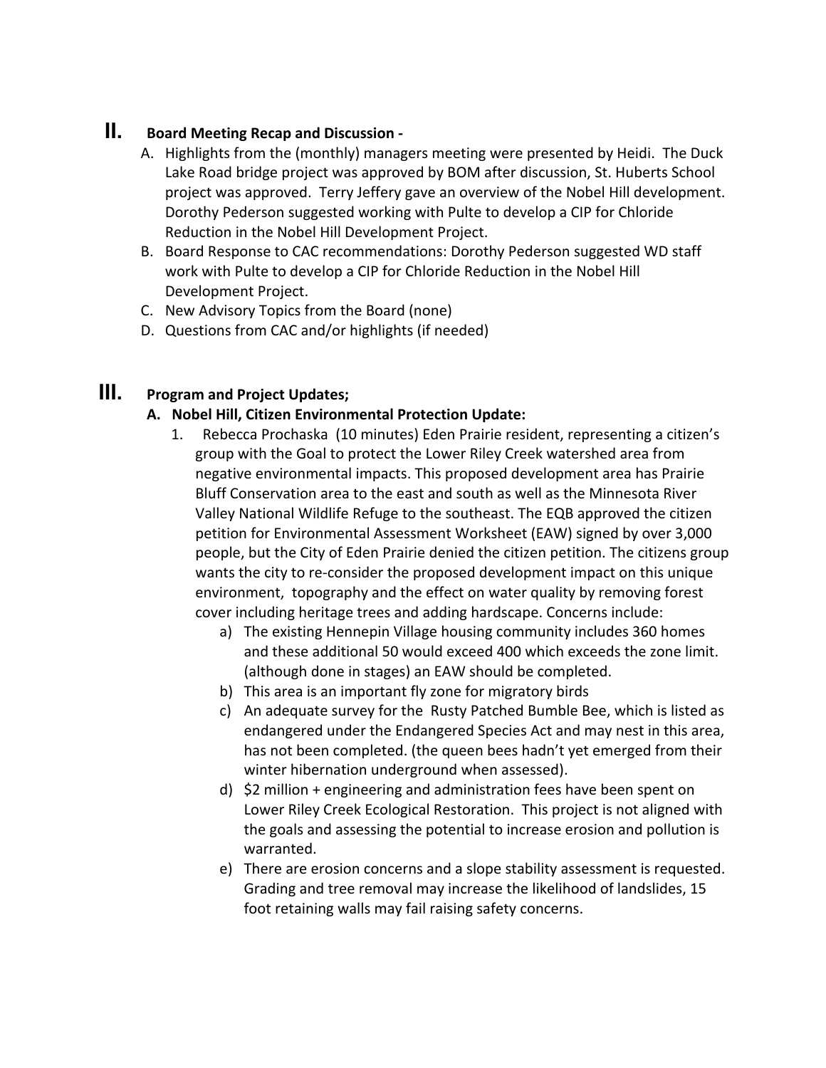## II. Board Meeting Recap and Discussion -

A. Highlights from the (monthly) managers meeting were presented by Heidi. The Duck Lake Road bridge project was approved by BOM after discussion, St. Huberts School project was approved. Terry Jeffery gave an overview of the Nobel Hill development. Dorothy Pederson suggested working with Pulte to develop a CIP for Chloride Reduction in the Nobel Hill Development Project.

B. Board Response to CAC recommendations: Dorothy Pederson suggested WD staff work with Pulte to develop a CIP for Chloride Reduction in the Nobel Hill Development Project.

C. New Advisory Topics from the Board (none)

D. Questions from CAC and/or highlights (if needed)

## III. Program and Project Updates;

### A. Nobel Hill, Citizen Environmental Protection Update:

1. Rebecca Prochaska (10 minutes) Eden Prairie resident, representing a citizen's group with the Goal to protect the Lower Riley Creek watershed area from negative environmental impacts. This proposed development area has Prairie Bluff Conservation area to the east and south as well as the Minnesota River Valley National Wildlife Refuge to the southeast. The EQB approved the citizen petition for Environmental Assessment Worksheet (EAW) signed by over 3,000 people, but the City of Eden Prairie denied the citizen petition. The citizens group wants the city to re-consider the proposed development impact on this unique environment, topography and the effect on water quality by removing forest cover including heritage trees and adding hardscape. Concerns include:
   a) The existing Hennepin Village housing community includes 360 homes and these additional 50 would exceed 400 which exceeds the zone limit. (although done in stages) an EAW should be completed.
   b) This area is an important fly zone for migratory birds
   c) An adequate survey for the Rusty Patched Bumble Bee, which is listed as endangered under the Endangered Species Act and may nest in this area, has not been completed. (the queen bees hadn't yet emerged from their winter hibernation underground when assessed).
   d) $2 million + engineering and administration fees have been spent on Lower Riley Creek Ecological Restoration. This project is not aligned with the goals and assessing the potential to increase erosion and pollution is warranted.
   e) There are erosion concerns and a slope stability assessment is requested. Grading and tree removal may increase the likelihood of landslides, 15 foot retaining walls may fail raising safety concerns.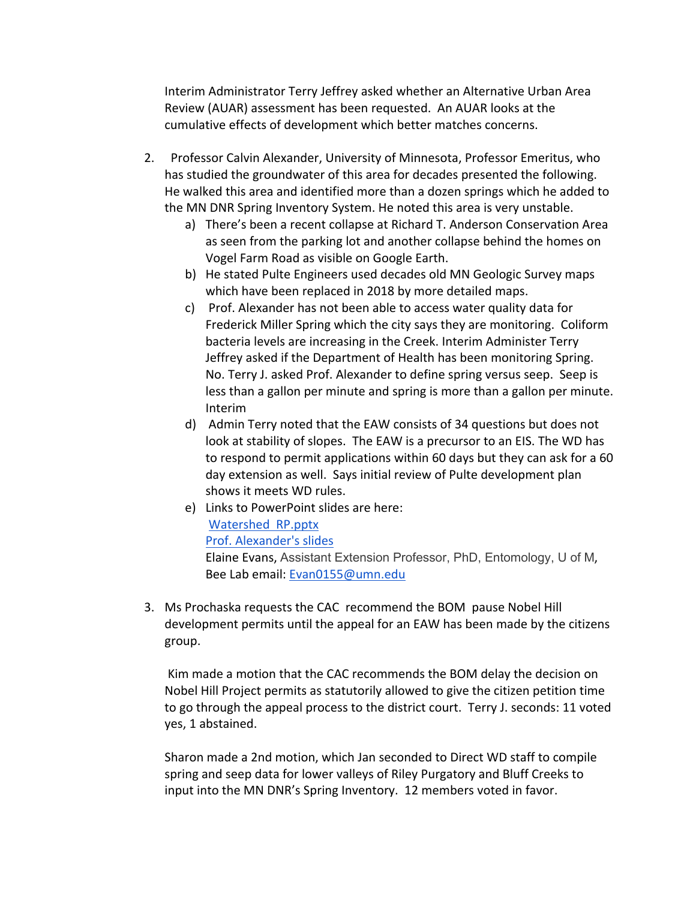Interim Administrator Terry Jeffrey asked whether an Alternative Urban Area Review (AUAR) assessment has been requested. An AUAR looks at the cumulative effects of development which better matches concerns.

2. Professor Calvin Alexander, University of Minnesota, Professor Emeritus, who has studied the groundwater of this area for decades presented the following. He walked this area and identified more than a dozen springs which he added to the MN DNR Spring Inventory System. He noted this area is very unstable.
    a) There's been a recent collapse at Richard T. Anderson Conservation Area as seen from the parking lot and another collapse behind the homes on Vogel Farm Road as visible on Google Earth.
    b) He stated Pulte Engineers used decades old MN Geologic Survey maps which have been replaced in 2018 by more detailed maps.
    c) Prof. Alexander has not been able to access water quality data for Frederick Miller Spring which the city says they are monitoring. Coliform bacteria levels are increasing in the Creek. Interim Administer Terry Jeffrey asked if the Department of Health has been monitoring Spring. No. Terry J. asked Prof. Alexander to define spring versus seep. Seep is less than a gallon per minute and spring is more than a gallon per minute. Interim
    d) Admin Terry noted that the EAW consists of 34 questions but does not look at stability of slopes. The EAW is a precursor to an EIS. The WD has to respond to permit applications within 60 days but they can ask for a 60 day extension as well. Says initial review of Pulte development plan shows it meets WD rules.
    e) Links to PowerPoint slides are here:
    Watershed RP.pptx
    Prof. Alexander's slides
    Elaine Evans, Assistant Extension Professor, PhD, Entomology, U of M, Bee Lab email: Evan0155@umn.edu

3. Ms Prochaska requests the CAC recommend the BOM pause Nobel Hill development permits until the appeal for an EAW has been made by the citizens group.

    Kim made a motion that the CAC recommends the BOM delay the decision on Nobel Hill Project permits as statutorily allowed to give the citizen petition time to go through the appeal process to the district court. Terry J. seconds: 11 voted yes, 1 abstained.

    Sharon made a 2nd motion, which Jan seconded to Direct WD staff to compile spring and seep data for lower valleys of Riley Purgatory and Bluff Creeks to input into the MN DNR's Spring Inventory. 12 members voted in favor.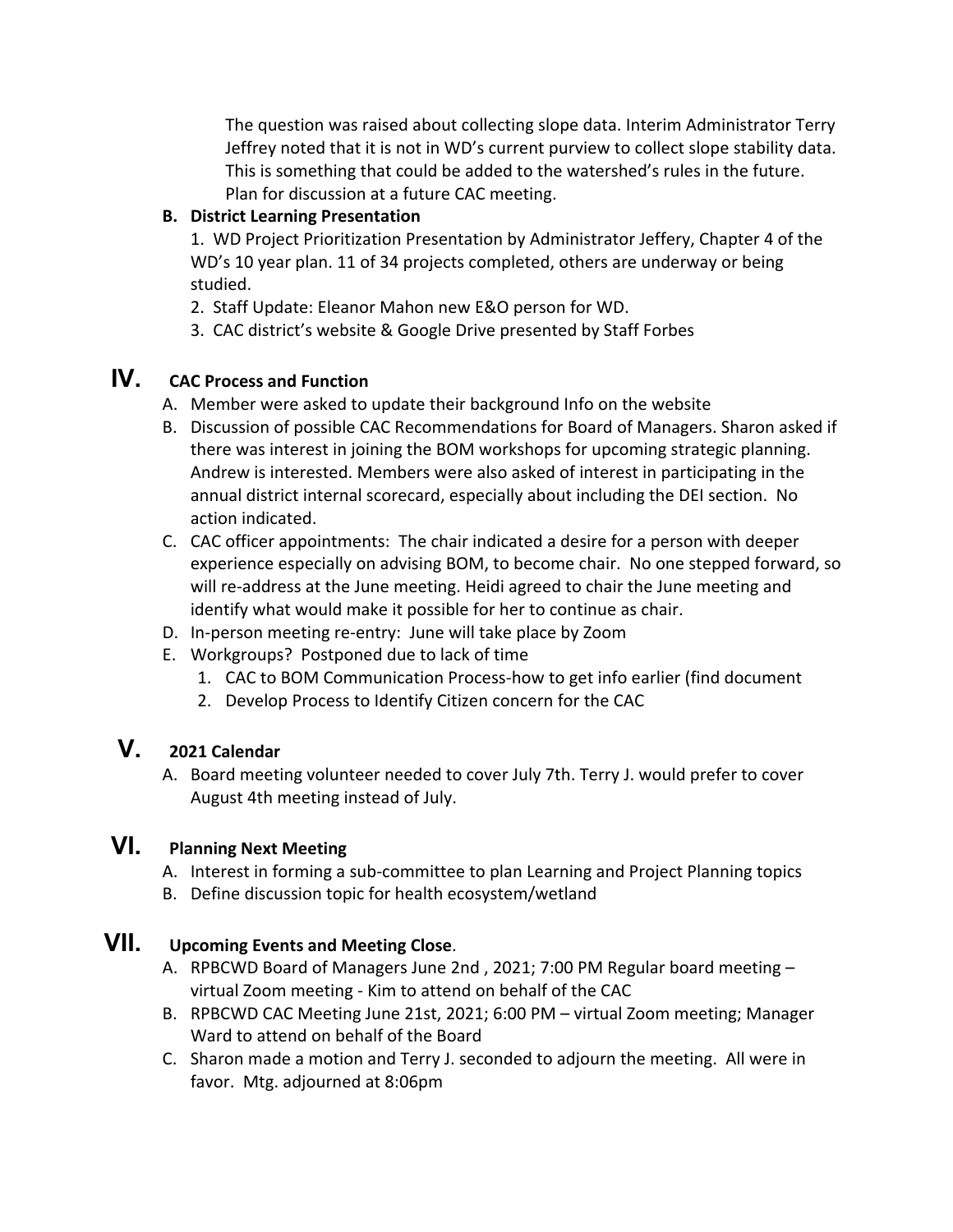The question was raised about collecting slope data. Interim Administrator Terry Jeffrey noted that it is not in WD's current purview to collect slope stability data. This is something that could be added to the watershed's rules in the future. Plan for discussion at a future CAC meeting.

**B. District Learning Presentation**

1. WD Project Prioritization Presentation by Administrator Jeffery, Chapter 4 of the WD's 10 year plan. 11 of 34 projects completed, others are underway or being studied.
2. Staff Update: Eleanor Mahon new E&O person for WD.
3. CAC district's website & Google Drive presented by Staff Forbes

## IV. CAC Process and Function

A. Member were asked to update their background Info on the website

B. Discussion of possible CAC Recommendations for Board of Managers. Sharon asked if there was interest in joining the BOM workshops for upcoming strategic planning. Andrew is interested. Members were also asked of interest in participating in the annual district internal scorecard, especially about including the DEI section. No action indicated.

C. CAC officer appointments: The chair indicated a desire for a person with deeper experience especially on advising BOM, to become chair. No one stepped forward, so will re-address at the June meeting. Heidi agreed to chair the June meeting and identify what would make it possible for her to continue as chair.

D. In-person meeting re-entry: June will take place by Zoom

E. Workgroups? Postponed due to lack of time

1. CAC to BOM Communication Process-how to get info earlier (find document
2. Develop Process to Identify Citizen concern for the CAC

## V. 2021 Calendar

A. Board meeting volunteer needed to cover July 7th. Terry J. would prefer to cover August 4th meeting instead of July.

## VI. Planning Next Meeting

A. Interest in forming a sub-committee to plan Learning and Project Planning topics

B. Define discussion topic for health ecosystem/wetland

## VII. Upcoming Events and Meeting Close.

A. RPBCWD Board of Managers June 2nd , 2021; 7:00 PM Regular board meeting – virtual Zoom meeting - Kim to attend on behalf of the CAC

B. RPBCWD CAC Meeting June 21st, 2021; 6:00 PM – virtual Zoom meeting; Manager Ward to attend on behalf of the Board

C. Sharon made a motion and Terry J. seconded to adjourn the meeting. All were in favor. Mtg. adjourned at 8:06pm